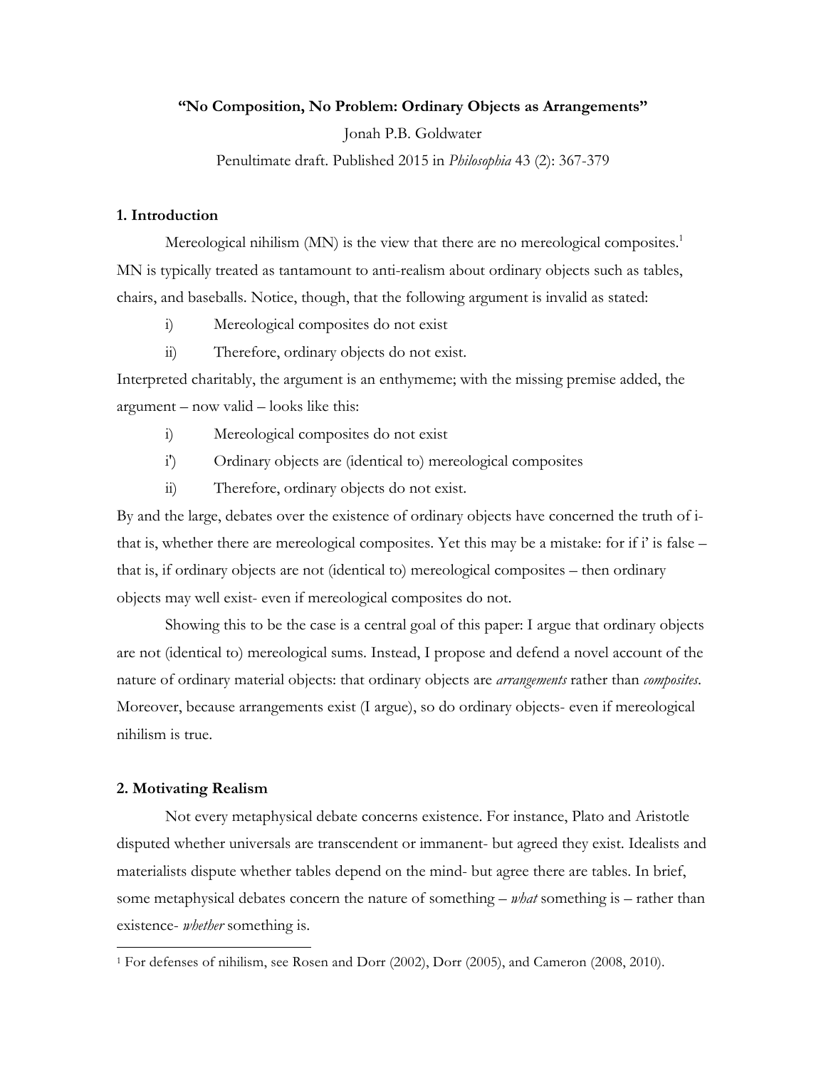**"No Composition, No Problem: Ordinary Objects as Arrangements"**

Jonah P.B. Goldwater

Penultimate draft. Published 2015 in *Philosophia* 43 (2): 367-379

## 1. Introduction

Mereological nihilism (MN) is the view that there are no mereological composites.[1] MN is typically treated as tantamount to anti-realism about ordinary objects such as tables, chairs, and baseballs. Notice, though, that the following argument is invalid as stated:

i) Mereological composites do not exist

ii) Therefore, ordinary objects do not exist.

Interpreted charitably, the argument is an enthymeme; with the missing premise added, the argument – now valid – looks like this:

i) Mereological composites do not exist

i') Ordinary objects are (identical to) mereological composites

ii) Therefore, ordinary objects do not exist.

By and the large, debates over the existence of ordinary objects have concerned the truth of i- that is, whether there are mereological composites. Yet this may be a mistake: for if i' is false – that is, if ordinary objects are not (identical to) mereological composites – then ordinary objects may well exist- even if mereological composites do not.

Showing this to be the case is a central goal of this paper: I argue that ordinary objects are not (identical to) mereological sums. Instead, I propose and defend a novel account of the nature of ordinary material objects: that ordinary objects are *arrangements* rather than *composites*. Moreover, because arrangements exist (I argue), so do ordinary objects- even if mereological nihilism is true.

## 2. Motivating Realism

Not every metaphysical debate concerns existence. For instance, Plato and Aristotle disputed whether universals are transcendent or immanent- but agreed they exist. Idealists and materialists dispute whether tables depend on the mind- but agree there are tables. In brief, some metaphysical debates concern the nature of something – *what* something is – rather than existence- *whether* something is.

[1] For defenses of nihilism, see Rosen and Dorr (2002), Dorr (2005), and Cameron (2008, 2010).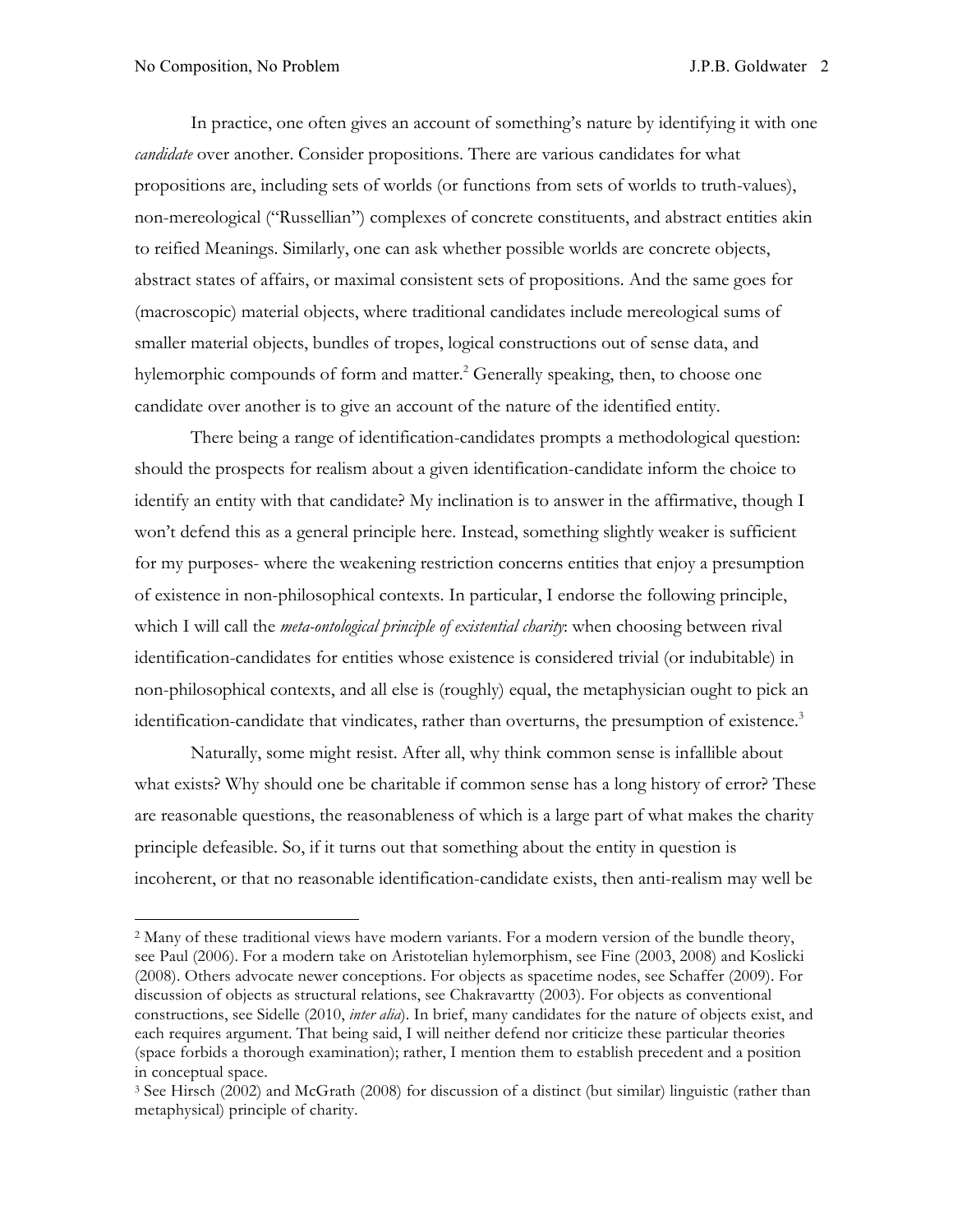In practice, one often gives an account of something's nature by identifying it with one *candidate* over another. Consider propositions. There are various candidates for what propositions are, including sets of worlds (or functions from sets of worlds to truth-values), non-mereological ("Russellian") complexes of concrete constituents, and abstract entities akin to reified Meanings. Similarly, one can ask whether possible worlds are concrete objects, abstract states of affairs, or maximal consistent sets of propositions. And the same goes for (macroscopic) material objects, where traditional candidates include mereological sums of smaller material objects, bundles of tropes, logical constructions out of sense data, and hylemorphic compounds of form and matter.[2] Generally speaking, then, to choose one candidate over another is to give an account of the nature of the identified entity.

There being a range of identification-candidates prompts a methodological question: should the prospects for realism about a given identification-candidate inform the choice to identify an entity with that candidate? My inclination is to answer in the affirmative, though I won't defend this as a general principle here. Instead, something slightly weaker is sufficient for my purposes- where the weakening restriction concerns entities that enjoy a presumption of existence in non-philosophical contexts. In particular, I endorse the following principle, which I will call the *meta-ontological principle of existential charity*: when choosing between rival identification-candidates for entities whose existence is considered trivial (or indubitable) in non-philosophical contexts, and all else is (roughly) equal, the metaphysician ought to pick an identification-candidate that vindicates, rather than overturns, the presumption of existence.[3]

Naturally, some might resist. After all, why think common sense is infallible about what exists? Why should one be charitable if common sense has a long history of error? These are reasonable questions, the reasonableness of which is a large part of what makes the charity principle defeasible. So, if it turns out that something about the entity in question is incoherent, or that no reasonable identification-candidate exists, then anti-realism may well be

---

[2] Many of these traditional views have modern variants. For a modern version of the bundle theory, see Paul (2006). For a modern take on Aristotelian hylemorphism, see Fine (2003, 2008) and Koslicki (2008). Others advocate newer conceptions. For objects as spacetime nodes, see Schaffer (2009). For discussion of objects as structural relations, see Chakravartty (2003). For objects as conventional constructions, see Sidelle (2010, *inter alia*). In brief, many candidates for the nature of objects exist, and each requires argument. That being said, I will neither defend nor criticize these particular theories (space forbids a thorough examination); rather, I mention them to establish precedent and a position in conceptual space.

[3] See Hirsch (2002) and McGrath (2008) for discussion of a distinct (but similar) linguistic (rather than metaphysical) principle of charity.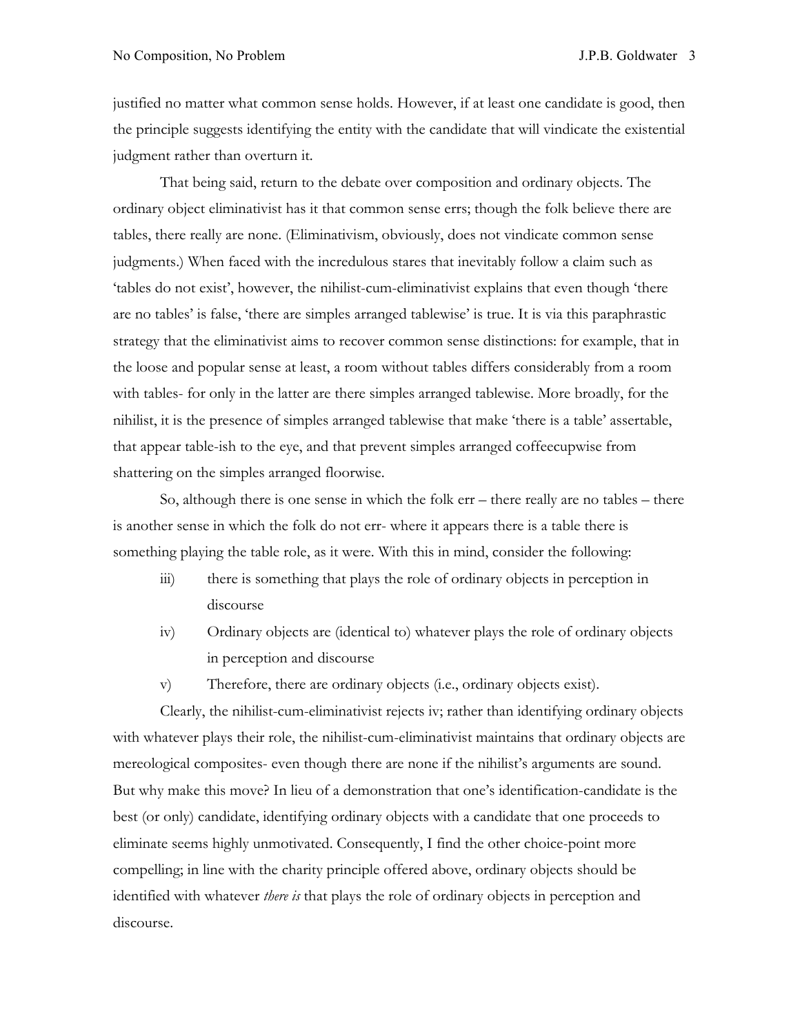justified no matter what common sense holds. However, if at least one candidate is good, then the principle suggests identifying the entity with the candidate that will vindicate the existential judgment rather than overturn it.

That being said, return to the debate over composition and ordinary objects. The ordinary object eliminativist has it that common sense errs; though the folk believe there are tables, there really are none. (Eliminativism, obviously, does not vindicate common sense judgments.) When faced with the incredulous stares that inevitably follow a claim such as 'tables do not exist', however, the nihilist-cum-eliminativist explains that even though 'there are no tables' is false, 'there are simples arranged tablewise' is true. It is via this paraphrastic strategy that the eliminativist aims to recover common sense distinctions: for example, that in the loose and popular sense at least, a room without tables differs considerably from a room with tables- for only in the latter are there simples arranged tablewise. More broadly, for the nihilist, it is the presence of simples arranged tablewise that make 'there is a table' assertable, that appear table-ish to the eye, and that prevent simples arranged coffeecupwise from shattering on the simples arranged floorwise.

So, although there is one sense in which the folk err – there really are no tables – there is another sense in which the folk do not err- where it appears there is a table there is something playing the table role, as it were. With this in mind, consider the following:

iii) there is something that plays the role of ordinary objects in perception in discourse

iv) Ordinary objects are (identical to) whatever plays the role of ordinary objects in perception and discourse

v) Therefore, there are ordinary objects (i.e., ordinary objects exist).

Clearly, the nihilist-cum-eliminativist rejects iv; rather than identifying ordinary objects with whatever plays their role, the nihilist-cum-eliminativist maintains that ordinary objects are mereological composites- even though there are none if the nihilist's arguments are sound. But why make this move? In lieu of a demonstration that one's identification-candidate is the best (or only) candidate, identifying ordinary objects with a candidate that one proceeds to eliminate seems highly unmotivated. Consequently, I find the other choice-point more compelling; in line with the charity principle offered above, ordinary objects should be identified with whatever *there is* that plays the role of ordinary objects in perception and discourse.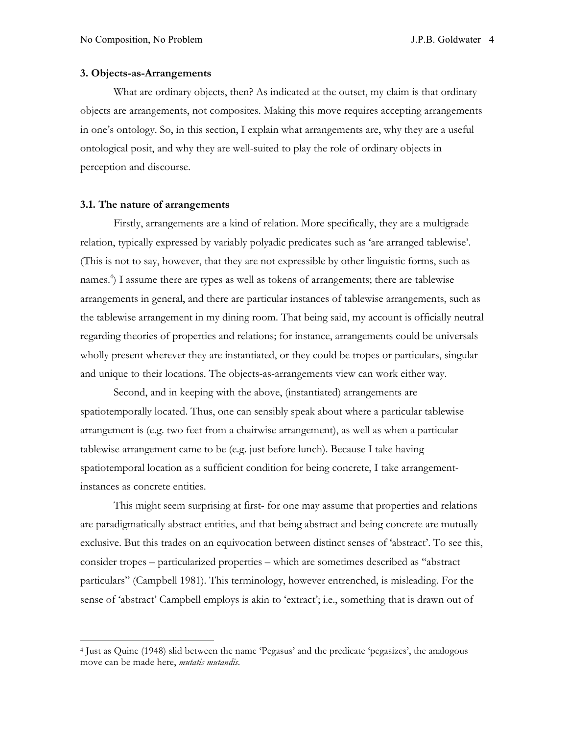### 3. Objects-as-Arrangements

What are ordinary objects, then? As indicated at the outset, my claim is that ordinary objects are arrangements, not composites. Making this move requires accepting arrangements in one's ontology. So, in this section, I explain what arrangements are, why they are a useful ontological posit, and why they are well-suited to play the role of ordinary objects in perception and discourse.

### 3.1. The nature of arrangements

Firstly, arrangements are a kind of relation. More specifically, they are a multigrade relation, typically expressed by variably polyadic predicates such as 'are arranged tablewise'. (This is not to say, however, that they are not expressible by other linguistic forms, such as names.[4]) I assume there are types as well as tokens of arrangements; there are tablewise arrangements in general, and there are particular instances of tablewise arrangements, such as the tablewise arrangement in my dining room. That being said, my account is officially neutral regarding theories of properties and relations; for instance, arrangements could be universals wholly present wherever they are instantiated, or they could be tropes or particulars, singular and unique to their locations. The objects-as-arrangements view can work either way.

Second, and in keeping with the above, (instantiated) arrangements are spatiotemporally located. Thus, one can sensibly speak about where a particular tablewise arrangement is (e.g. two feet from a chairwise arrangement), as well as when a particular tablewise arrangement came to be (e.g. just before lunch). Because I take having spatiotemporal location as a sufficient condition for being concrete, I take arrangement-instances as concrete entities.

This might seem surprising at first- for one may assume that properties and relations are paradigmatically abstract entities, and that being abstract and being concrete are mutually exclusive. But this trades on an equivocation between distinct senses of 'abstract'. To see this, consider tropes – particularized properties – which are sometimes described as "abstract particulars" (Campbell 1981). This terminology, however entrenched, is misleading. For the sense of 'abstract' Campbell employs is akin to 'extract'; i.e., something that is drawn out of

---

[4] Just as Quine (1948) slid between the name 'Pegasus' and the predicate 'pegasizes', the analogous move can be made here, *mutatis mutandis*.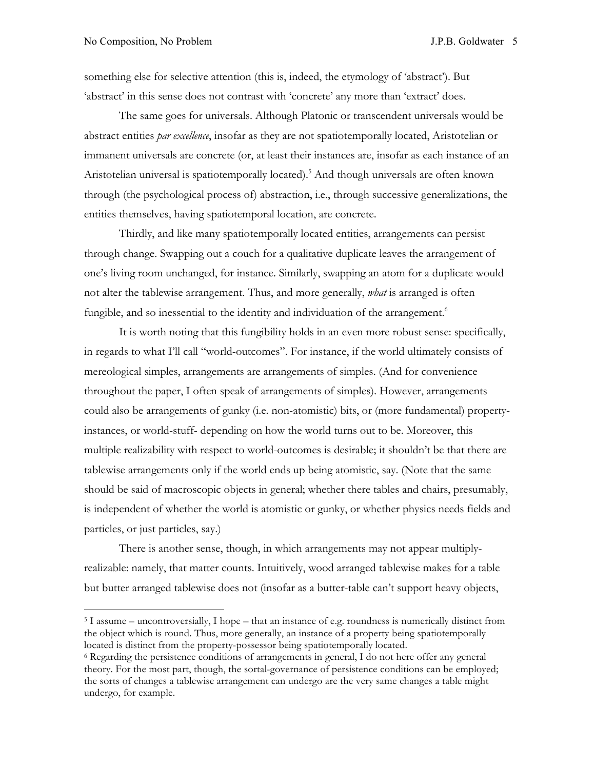something else for selective attention (this is, indeed, the etymology of 'abstract'). But 'abstract' in this sense does not contrast with 'concrete' any more than 'extract' does.

The same goes for universals. Although Platonic or transcendent universals would be abstract entities *par excellence*, insofar as they are not spatiotemporally located, Aristotelian or immanent universals are concrete (or, at least their instances are, insofar as each instance of an Aristotelian universal is spatiotemporally located).[5] And though universals are often known through (the psychological process of) abstraction, i.e., through successive generalizations, the entities themselves, having spatiotemporal location, are concrete.

Thirdly, and like many spatiotemporally located entities, arrangements can persist through change. Swapping out a couch for a qualitative duplicate leaves the arrangement of one's living room unchanged, for instance. Similarly, swapping an atom for a duplicate would not alter the tablewise arrangement. Thus, and more generally, *what* is arranged is often fungible, and so inessential to the identity and individuation of the arrangement.[6]

It is worth noting that this fungibility holds in an even more robust sense: specifically, in regards to what I'll call "world-outcomes". For instance, if the world ultimately consists of mereological simples, arrangements are arrangements of simples. (And for convenience throughout the paper, I often speak of arrangements of simples). However, arrangements could also be arrangements of gunky (i.e. non-atomistic) bits, or (more fundamental) property-instances, or world-stuff- depending on how the world turns out to be. Moreover, this multiple realizability with respect to world-outcomes is desirable; it shouldn't be that there are tablewise arrangements only if the world ends up being atomistic, say. (Note that the same should be said of macroscopic objects in general; whether there tables and chairs, presumably, is independent of whether the world is atomistic or gunky, or whether physics needs fields and particles, or just particles, say.)

There is another sense, though, in which arrangements may not appear multiply-realizable: namely, that matter counts. Intuitively, wood arranged tablewise makes for a table but butter arranged tablewise does not (insofar as a butter-table can't support heavy objects,

---

[5] I assume – uncontroversially, I hope – that an instance of e.g. roundness is numerically distinct from the object which is round. Thus, more generally, an instance of a property being spatiotemporally located is distinct from the property-possessor being spatiotemporally located.

[6] Regarding the persistence conditions of arrangements in general, I do not here offer any general theory. For the most part, though, the sortal-governance of persistence conditions can be employed; the sorts of changes a tablewise arrangement can undergo are the very same changes a table might undergo, for example.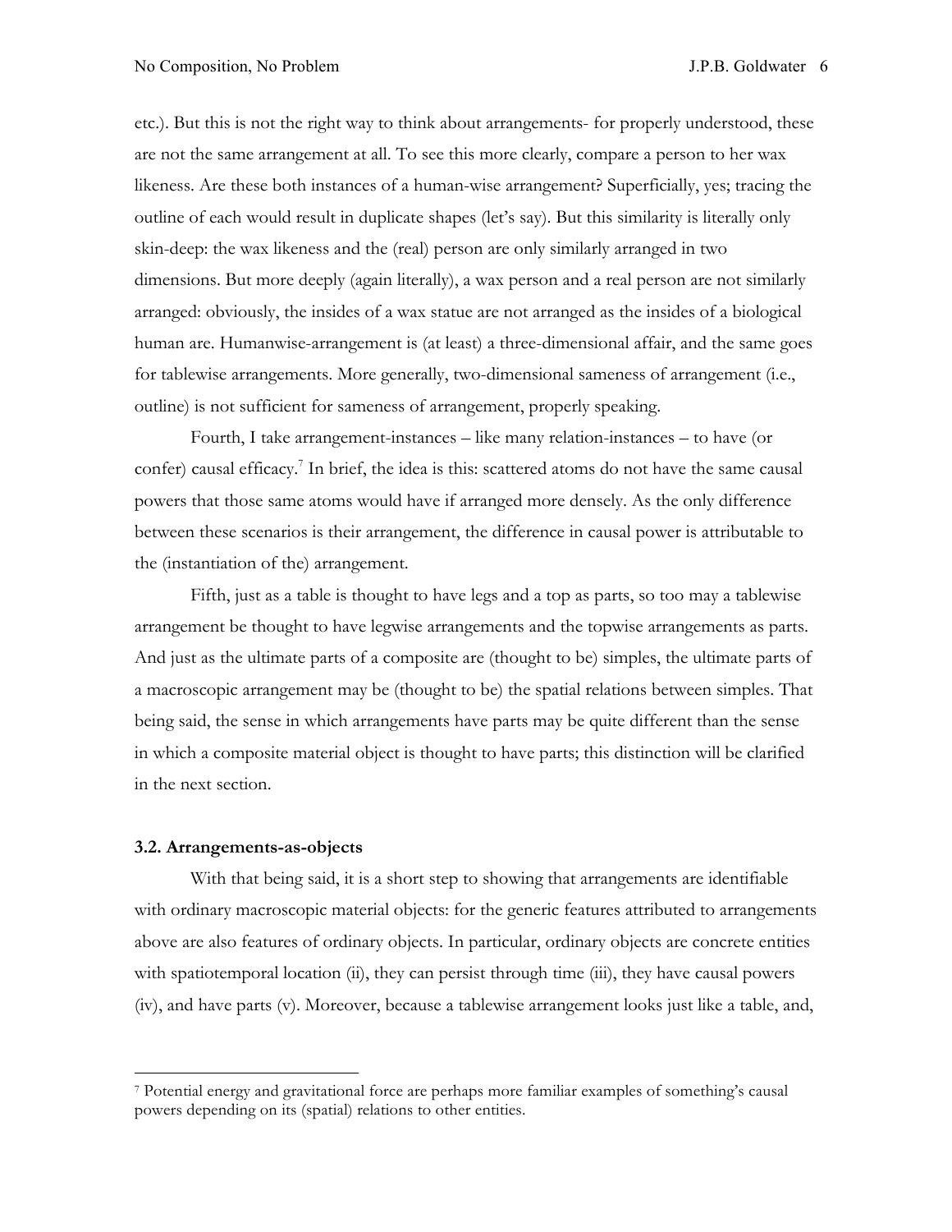etc.). But this is not the right way to think about arrangements- for properly understood, these are not the same arrangement at all. To see this more clearly, compare a person to her wax likeness. Are these both instances of a human-wise arrangement? Superficially, yes; tracing the outline of each would result in duplicate shapes (let's say). But this similarity is literally only skin-deep: the wax likeness and the (real) person are only similarly arranged in two dimensions. But more deeply (again literally), a wax person and a real person are not similarly arranged: obviously, the insides of a wax statue are not arranged as the insides of a biological human are. Humanwise-arrangement is (at least) a three-dimensional affair, and the same goes for tablewise arrangements. More generally, two-dimensional sameness of arrangement (i.e., outline) is not sufficient for sameness of arrangement, properly speaking.

Fourth, I take arrangement-instances – like many relation-instances – to have (or confer) causal efficacy.[7] In brief, the idea is this: scattered atoms do not have the same causal powers that those same atoms would have if arranged more densely. As the only difference between these scenarios is their arrangement, the difference in causal power is attributable to the (instantiation of the) arrangement.

Fifth, just as a table is thought to have legs and a top as parts, so too may a tablewise arrangement be thought to have legwise arrangements and the topwise arrangements as parts. And just as the ultimate parts of a composite are (thought to be) simples, the ultimate parts of a macroscopic arrangement may be (thought to be) the spatial relations between simples. That being said, the sense in which arrangements have parts may be quite different than the sense in which a composite material object is thought to have parts; this distinction will be clarified in the next section.

### 3.2. Arrangements-as-objects

With that being said, it is a short step to showing that arrangements are identifiable with ordinary macroscopic material objects: for the generic features attributed to arrangements above are also features of ordinary objects. In particular, ordinary objects are concrete entities with spatiotemporal location (ii), they can persist through time (iii), they have causal powers (iv), and have parts (v). Moreover, because a tablewise arrangement looks just like a table, and,

[7] Potential energy and gravitational force are perhaps more familiar examples of something's causal powers depending on its (spatial) relations to other entities.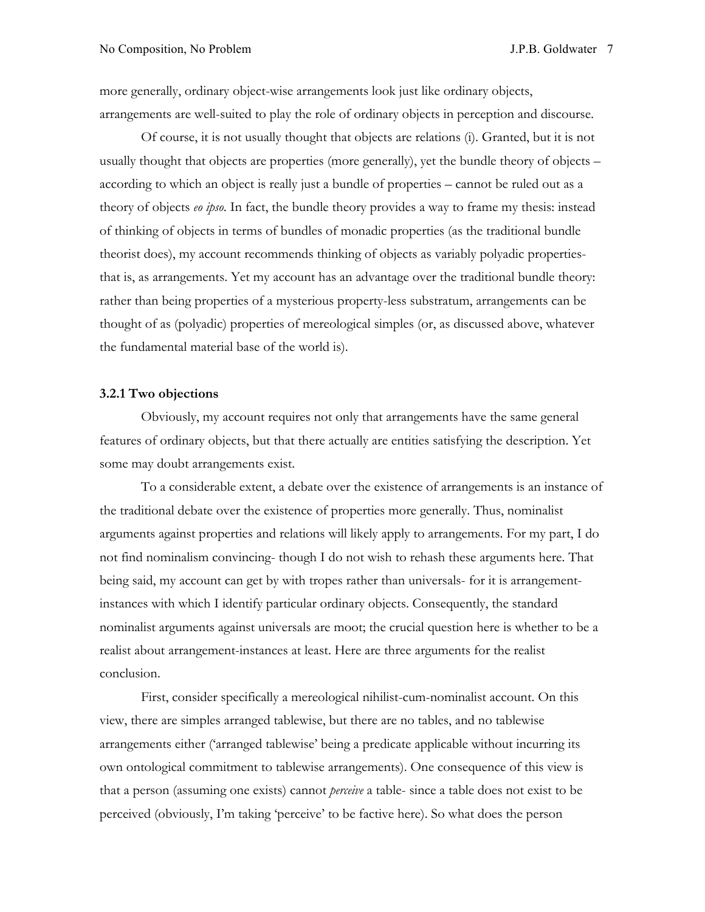more generally, ordinary object-wise arrangements look just like ordinary objects, arrangements are well-suited to play the role of ordinary objects in perception and discourse.

Of course, it is not usually thought that objects are relations (i). Granted, but it is not usually thought that objects are properties (more generally), yet the bundle theory of objects – according to which an object is really just a bundle of properties – cannot be ruled out as a theory of objects *eo ipso*. In fact, the bundle theory provides a way to frame my thesis: instead of thinking of objects in terms of bundles of monadic properties (as the traditional bundle theorist does), my account recommends thinking of objects as variably polyadic properties- that is, as arrangements. Yet my account has an advantage over the traditional bundle theory: rather than being properties of a mysterious property-less substratum, arrangements can be thought of as (polyadic) properties of mereological simples (or, as discussed above, whatever the fundamental material base of the world is).

### 3.2.1 Two objections

Obviously, my account requires not only that arrangements have the same general features of ordinary objects, but that there actually are entities satisfying the description. Yet some may doubt arrangements exist.

To a considerable extent, a debate over the existence of arrangements is an instance of the traditional debate over the existence of properties more generally. Thus, nominalist arguments against properties and relations will likely apply to arrangements. For my part, I do not find nominalism convincing- though I do not wish to rehash these arguments here. That being said, my account can get by with tropes rather than universals- for it is arrangement-instances with which I identify particular ordinary objects. Consequently, the standard nominalist arguments against universals are moot; the crucial question here is whether to be a realist about arrangement-instances at least. Here are three arguments for the realist conclusion.

First, consider specifically a mereological nihilist-cum-nominalist account. On this view, there are simples arranged tablewise, but there are no tables, and no tablewise arrangements either ('arranged tablewise' being a predicate applicable without incurring its own ontological commitment to tablewise arrangements). One consequence of this view is that a person (assuming one exists) cannot *perceive* a table- since a table does not exist to be perceived (obviously, I'm taking 'perceive' to be factive here). So what does the person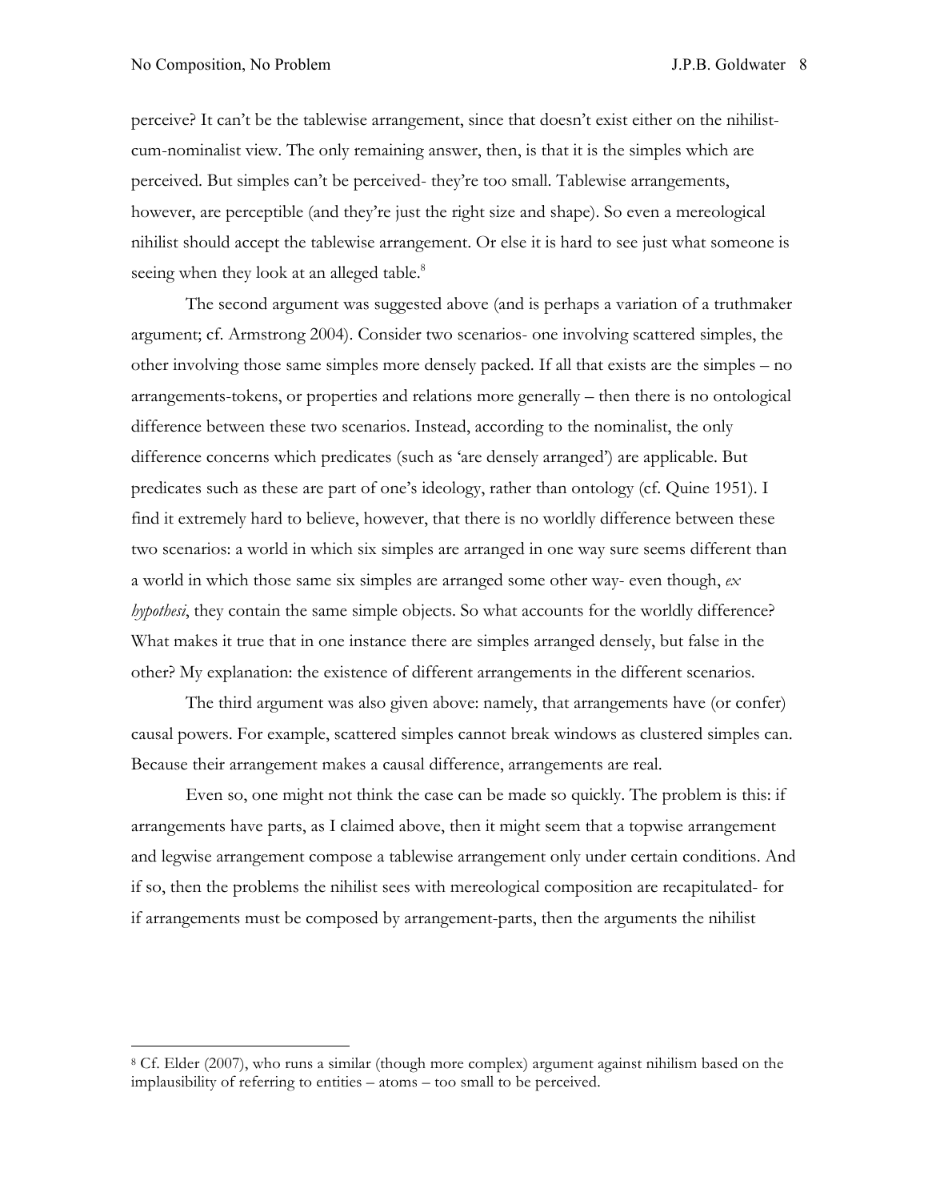perceive? It can't be the tablewise arrangement, since that doesn't exist either on the nihilist-cum-nominalist view. The only remaining answer, then, is that it is the simples which are perceived. But simples can't be perceived- they're too small. Tablewise arrangements, however, are perceptible (and they're just the right size and shape). So even a mereological nihilist should accept the tablewise arrangement. Or else it is hard to see just what someone is seeing when they look at an alleged table.[8]

The second argument was suggested above (and is perhaps a variation of a truthmaker argument; cf. Armstrong 2004). Consider two scenarios- one involving scattered simples, the other involving those same simples more densely packed. If all that exists are the simples – no arrangements-tokens, or properties and relations more generally – then there is no ontological difference between these two scenarios. Instead, according to the nominalist, the only difference concerns which predicates (such as 'are densely arranged') are applicable. But predicates such as these are part of one's ideology, rather than ontology (cf. Quine 1951). I find it extremely hard to believe, however, that there is no worldly difference between these two scenarios: a world in which six simples are arranged in one way sure seems different than a world in which those same six simples are arranged some other way- even though, *ex hypothesi*, they contain the same simple objects. So what accounts for the worldly difference? What makes it true that in one instance there are simples arranged densely, but false in the other? My explanation: the existence of different arrangements in the different scenarios.

The third argument was also given above: namely, that arrangements have (or confer) causal powers. For example, scattered simples cannot break windows as clustered simples can. Because their arrangement makes a causal difference, arrangements are real.

Even so, one might not think the case can be made so quickly. The problem is this: if arrangements have parts, as I claimed above, then it might seem that a topwise arrangement and legwise arrangement compose a tablewise arrangement only under certain conditions. And if so, then the problems the nihilist sees with mereological composition are recapitulated- for if arrangements must be composed by arrangement-parts, then the arguments the nihilist

---

[8] Cf. Elder (2007), who runs a similar (though more complex) argument against nihilism based on the implausibility of referring to entities – atoms – too small to be perceived.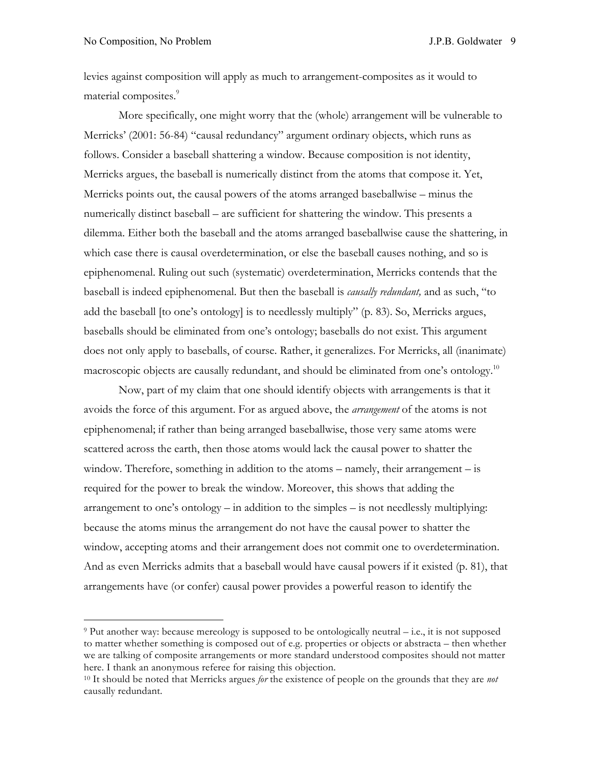levies against composition will apply as much to arrangement-composites as it would to material composites.[9]

More specifically, one might worry that the (whole) arrangement will be vulnerable to Merricks' (2001: 56-84) "causal redundancy" argument ordinary objects, which runs as follows. Consider a baseball shattering a window. Because composition is not identity, Merricks argues, the baseball is numerically distinct from the atoms that compose it. Yet, Merricks points out, the causal powers of the atoms arranged baseballwise – minus the numerically distinct baseball – are sufficient for shattering the window. This presents a dilemma. Either both the baseball and the atoms arranged baseballwise cause the shattering, in which case there is causal overdetermination, or else the baseball causes nothing, and so is epiphenomenal. Ruling out such (systematic) overdetermination, Merricks contends that the baseball is indeed epiphenomenal. But then the baseball is *causally redundant,* and as such, "to add the baseball [to one's ontology] is to needlessly multiply" (p. 83). So, Merricks argues, baseballs should be eliminated from one's ontology; baseballs do not exist. This argument does not only apply to baseballs, of course. Rather, it generalizes. For Merricks, all (inanimate) macroscopic objects are causally redundant, and should be eliminated from one's ontology.[10]

Now, part of my claim that one should identify objects with arrangements is that it avoids the force of this argument. For as argued above, the *arrangement* of the atoms is not epiphenomenal; if rather than being arranged baseballwise, those very same atoms were scattered across the earth, then those atoms would lack the causal power to shatter the window. Therefore, something in addition to the atoms – namely, their arrangement – is required for the power to break the window. Moreover, this shows that adding the arrangement to one's ontology – in addition to the simples – is not needlessly multiplying: because the atoms minus the arrangement do not have the causal power to shatter the window, accepting atoms and their arrangement does not commit one to overdetermination. And as even Merricks admits that a baseball would have causal powers if it existed (p. 81), that arrangements have (or confer) causal power provides a powerful reason to identify the

[9] Put another way: because mereology is supposed to be ontologically neutral – i.e., it is not supposed to matter whether something is composed out of e.g. properties or objects or abstracta – then whether we are talking of composite arrangements or more standard understood composites should not matter here. I thank an anonymous referee for raising this objection.

[10] It should be noted that Merricks argues *for* the existence of people on the grounds that they are *not* causally redundant.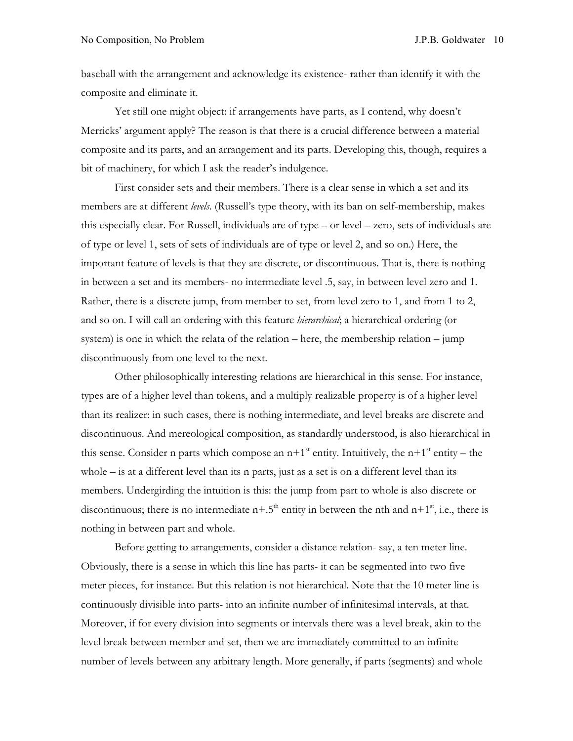baseball with the arrangement and acknowledge its existence- rather than identify it with the composite and eliminate it.

Yet still one might object: if arrangements have parts, as I contend, why doesn't Merricks' argument apply? The reason is that there is a crucial difference between a material composite and its parts, and an arrangement and its parts. Developing this, though, requires a bit of machinery, for which I ask the reader's indulgence.

First consider sets and their members. There is a clear sense in which a set and its members are at different *levels*. (Russell's type theory, with its ban on self-membership, makes this especially clear. For Russell, individuals are of type – or level – zero, sets of individuals are of type or level 1, sets of sets of individuals are of type or level 2, and so on.) Here, the important feature of levels is that they are discrete, or discontinuous. That is, there is nothing in between a set and its members- no intermediate level .5, say, in between level zero and 1. Rather, there is a discrete jump, from member to set, from level zero to 1, and from 1 to 2, and so on. I will call an ordering with this feature *hierarchical*; a hierarchical ordering (or system) is one in which the relata of the relation – here, the membership relation – jump discontinuously from one level to the next.

Other philosophically interesting relations are hierarchical in this sense. For instance, types are of a higher level than tokens, and a multiply realizable property is of a higher level than its realizer: in such cases, there is nothing intermediate, and level breaks are discrete and discontinuous. And mereological composition, as standardly understood, is also hierarchical in this sense. Consider n parts which compose an $n+1^{st}$ entity. Intuitively, the $n+1^{st}$ entity – the whole – is at a different level than its n parts, just as a set is on a different level than its members. Undergirding the intuition is this: the jump from part to whole is also discrete or discontinuous; there is no intermediate $n+.5^{th}$ entity in between the nth and $n+1^{st}$, i.e., there is nothing in between part and whole.

Before getting to arrangements, consider a distance relation- say, a ten meter line. Obviously, there is a sense in which this line has parts- it can be segmented into two five meter pieces, for instance. But this relation is not hierarchical. Note that the 10 meter line is continuously divisible into parts- into an infinite number of infinitesimal intervals, at that. Moreover, if for every division into segments or intervals there was a level break, akin to the level break between member and set, then we are immediately committed to an infinite number of levels between any arbitrary length. More generally, if parts (segments) and whole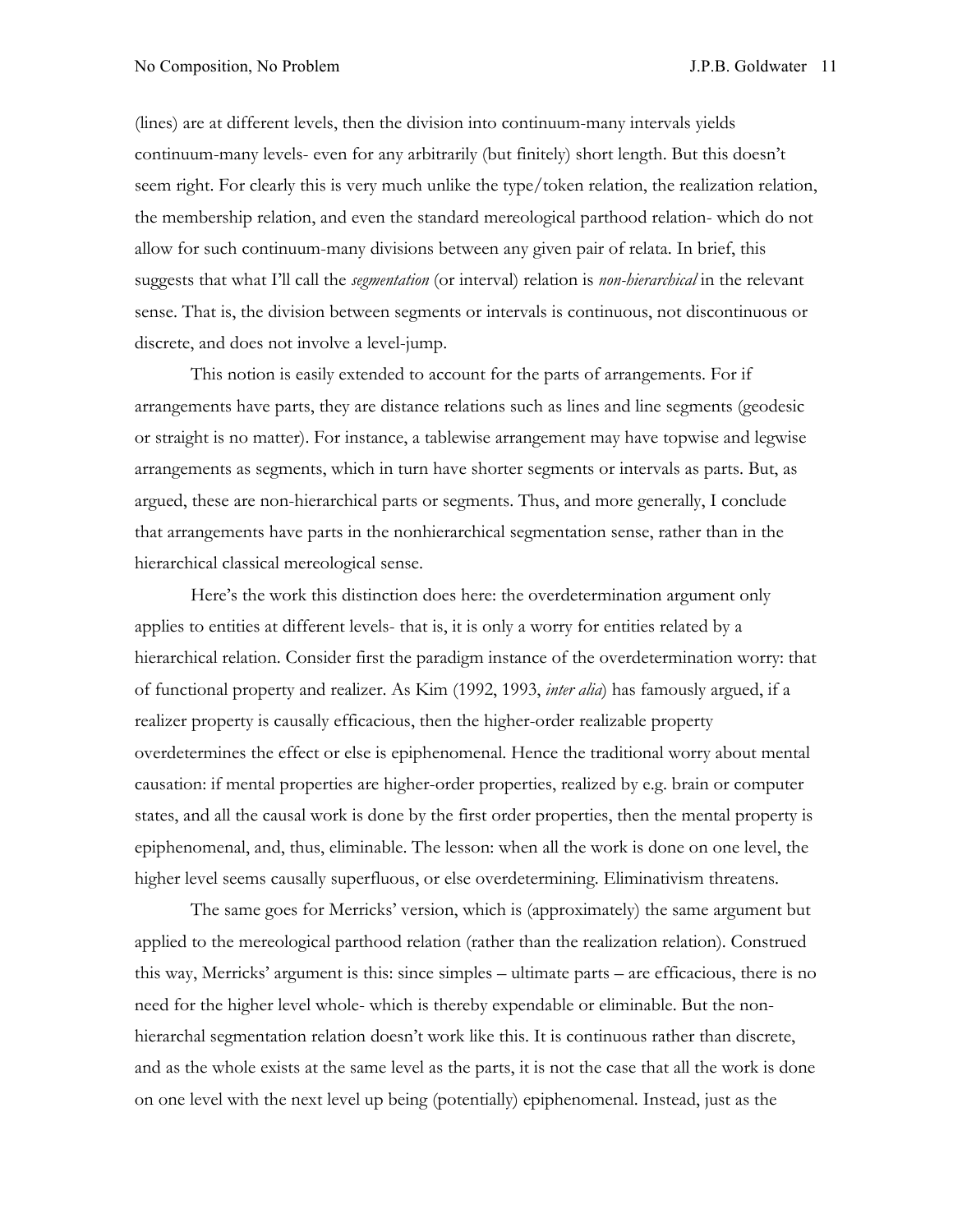(lines) are at different levels, then the division into continuum-many intervals yields continuum-many levels- even for any arbitrarily (but finitely) short length. But this doesn't seem right. For clearly this is very much unlike the type/token relation, the realization relation, the membership relation, and even the standard mereological parthood relation- which do not allow for such continuum-many divisions between any given pair of relata. In brief, this suggests that what I'll call the *segmentation* (or interval) relation is *non-hierarchical* in the relevant sense. That is, the division between segments or intervals is continuous, not discontinuous or discrete, and does not involve a level-jump.

This notion is easily extended to account for the parts of arrangements. For if arrangements have parts, they are distance relations such as lines and line segments (geodesic or straight is no matter). For instance, a tablewise arrangement may have topwise and legwise arrangements as segments, which in turn have shorter segments or intervals as parts. But, as argued, these are non-hierarchical parts or segments. Thus, and more generally, I conclude that arrangements have parts in the nonhierarchical segmentation sense, rather than in the hierarchical classical mereological sense.

Here's the work this distinction does here: the overdetermination argument only applies to entities at different levels- that is, it is only a worry for entities related by a hierarchical relation. Consider first the paradigm instance of the overdetermination worry: that of functional property and realizer. As Kim (1992, 1993, *inter alia*) has famously argued, if a realizer property is causally efficacious, then the higher-order realizable property overdetermines the effect or else is epiphenomenal. Hence the traditional worry about mental causation: if mental properties are higher-order properties, realized by e.g. brain or computer states, and all the causal work is done by the first order properties, then the mental property is epiphenomenal, and, thus, eliminable. The lesson: when all the work is done on one level, the higher level seems causally superfluous, or else overdetermining. Eliminativism threatens.

The same goes for Merricks' version, which is (approximately) the same argument but applied to the mereological parthood relation (rather than the realization relation). Construed this way, Merricks' argument is this: since simples – ultimate parts – are efficacious, there is no need for the higher level whole- which is thereby expendable or eliminable. But the non-hierarchal segmentation relation doesn't work like this. It is continuous rather than discrete, and as the whole exists at the same level as the parts, it is not the case that all the work is done on one level with the next level up being (potentially) epiphenomenal. Instead, just as the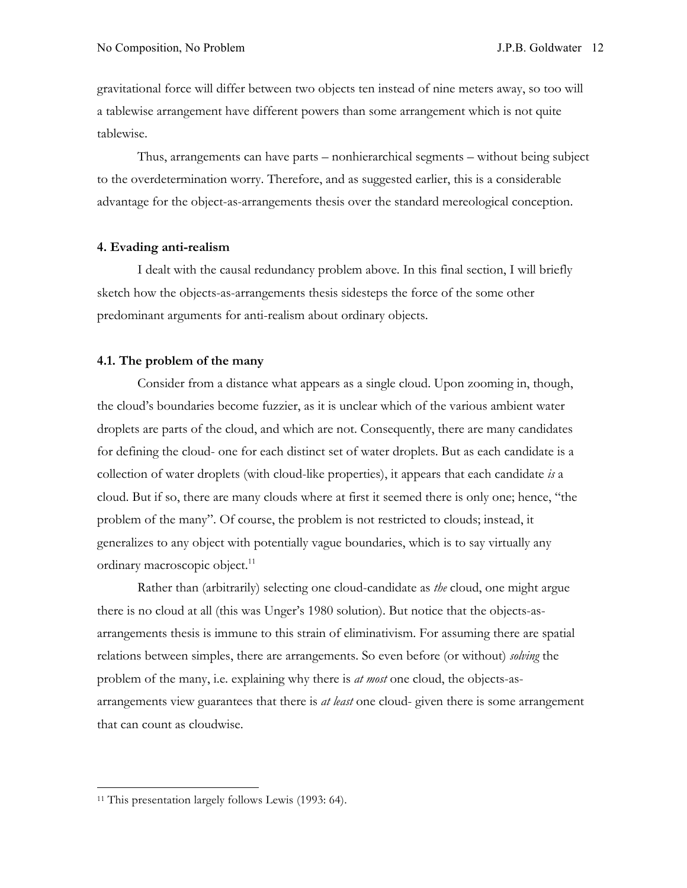gravitational force will differ between two objects ten instead of nine meters away, so too will a tablewise arrangement have different powers than some arrangement which is not quite tablewise.

Thus, arrangements can have parts – nonhierarchical segments – without being subject to the overdetermination worry. Therefore, and as suggested earlier, this is a considerable advantage for the object-as-arrangements thesis over the standard mereological conception.

## 4. Evading anti-realism

I dealt with the causal redundancy problem above. In this final section, I will briefly sketch how the objects-as-arrangements thesis sidesteps the force of the some other predominant arguments for anti-realism about ordinary objects.

### 4.1. The problem of the many

Consider from a distance what appears as a single cloud. Upon zooming in, though, the cloud's boundaries become fuzzier, as it is unclear which of the various ambient water droplets are parts of the cloud, and which are not. Consequently, there are many candidates for defining the cloud- one for each distinct set of water droplets. But as each candidate is a collection of water droplets (with cloud-like properties), it appears that each candidate *is* a cloud. But if so, there are many clouds where at first it seemed there is only one; hence, "the problem of the many". Of course, the problem is not restricted to clouds; instead, it generalizes to any object with potentially vague boundaries, which is to say virtually any ordinary macroscopic object.[11]

Rather than (arbitrarily) selecting one cloud-candidate as *the* cloud, one might argue there is no cloud at all (this was Unger's 1980 solution). But notice that the objects-as-arrangements thesis is immune to this strain of eliminativism. For assuming there are spatial relations between simples, there are arrangements. So even before (or without) *solving* the problem of the many, i.e. explaining why there is *at most* one cloud, the objects-as-arrangements view guarantees that there is *at least* one cloud- given there is some arrangement that can count as cloudwise.

---

[11] This presentation largely follows Lewis (1993: 64).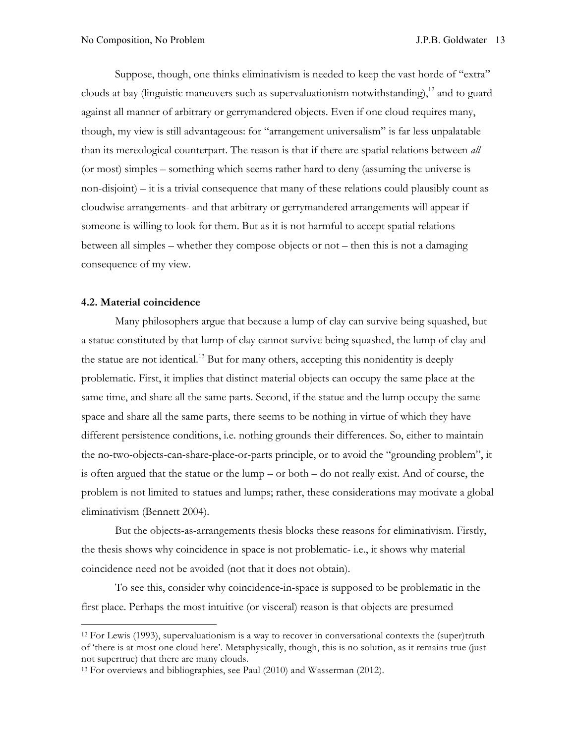Suppose, though, one thinks eliminativism is needed to keep the vast horde of "extra" clouds at bay (linguistic maneuvers such as supervaluationism notwithstanding),[12] and to guard against all manner of arbitrary or gerrymandered objects. Even if one cloud requires many, though, my view is still advantageous: for "arrangement universalism" is far less unpalatable than its mereological counterpart. The reason is that if there are spatial relations between *all* (or most) simples – something which seems rather hard to deny (assuming the universe is non-disjoint) – it is a trivial consequence that many of these relations could plausibly count as cloudwise arrangements- and that arbitrary or gerrymandered arrangements will appear if someone is willing to look for them. But as it is not harmful to accept spatial relations between all simples – whether they compose objects or not – then this is not a damaging consequence of my view.

### 4.2. Material coincidence

Many philosophers argue that because a lump of clay can survive being squashed, but a statue constituted by that lump of clay cannot survive being squashed, the lump of clay and the statue are not identical.[13] But for many others, accepting this nonidentity is deeply problematic. First, it implies that distinct material objects can occupy the same place at the same time, and share all the same parts. Second, if the statue and the lump occupy the same space and share all the same parts, there seems to be nothing in virtue of which they have different persistence conditions, i.e. nothing grounds their differences. So, either to maintain the no-two-objects-can-share-place-or-parts principle, or to avoid the "grounding problem", it is often argued that the statue or the lump – or both – do not really exist. And of course, the problem is not limited to statues and lumps; rather, these considerations may motivate a global eliminativism (Bennett 2004).

But the objects-as-arrangements thesis blocks these reasons for eliminativism. Firstly, the thesis shows why coincidence in space is not problematic- i.e., it shows why material coincidence need not be avoided (not that it does not obtain).

To see this, consider why coincidence-in-space is supposed to be problematic in the first place. Perhaps the most intuitive (or visceral) reason is that objects are presumed

---

[12] For Lewis (1993), supervaluationism is a way to recover in conversational contexts the (super)truth of 'there is at most one cloud here'. Metaphysically, though, this is no solution, as it remains true (just not supertrue) that there are many clouds.

[13] For overviews and bibliographies, see Paul (2010) and Wasserman (2012).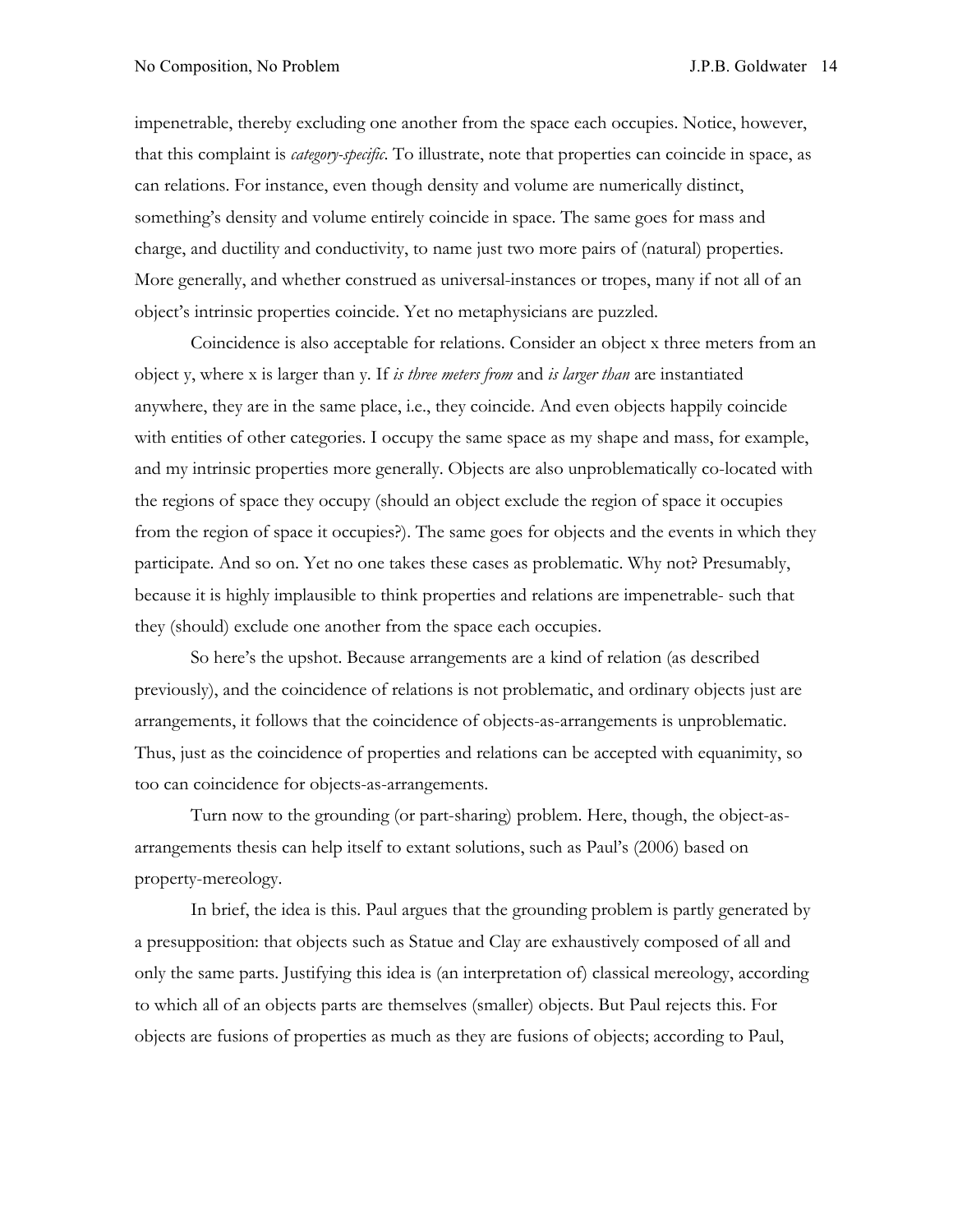impenetrable, thereby excluding one another from the space each occupies. Notice, however, that this complaint is *category-specific*. To illustrate, note that properties can coincide in space, as can relations. For instance, even though density and volume are numerically distinct, something's density and volume entirely coincide in space. The same goes for mass and charge, and ductility and conductivity, to name just two more pairs of (natural) properties. More generally, and whether construed as universal-instances or tropes, many if not all of an object's intrinsic properties coincide. Yet no metaphysicians are puzzled.

Coincidence is also acceptable for relations. Consider an object x three meters from an object y, where x is larger than y. If *is three meters from* and *is larger than* are instantiated anywhere, they are in the same place, i.e., they coincide. And even objects happily coincide with entities of other categories. I occupy the same space as my shape and mass, for example, and my intrinsic properties more generally. Objects are also unproblematically co-located with the regions of space they occupy (should an object exclude the region of space it occupies from the region of space it occupies?). The same goes for objects and the events in which they participate. And so on. Yet no one takes these cases as problematic. Why not? Presumably, because it is highly implausible to think properties and relations are impenetrable- such that they (should) exclude one another from the space each occupies.

So here's the upshot. Because arrangements are a kind of relation (as described previously), and the coincidence of relations is not problematic, and ordinary objects just are arrangements, it follows that the coincidence of objects-as-arrangements is unproblematic. Thus, just as the coincidence of properties and relations can be accepted with equanimity, so too can coincidence for objects-as-arrangements.

Turn now to the grounding (or part-sharing) problem. Here, though, the object-as-arrangements thesis can help itself to extant solutions, such as Paul's (2006) based on property-mereology.

In brief, the idea is this. Paul argues that the grounding problem is partly generated by a presupposition: that objects such as Statue and Clay are exhaustively composed of all and only the same parts. Justifying this idea is (an interpretation of) classical mereology, according to which all of an objects parts are themselves (smaller) objects. But Paul rejects this. For objects are fusions of properties as much as they are fusions of objects; according to Paul,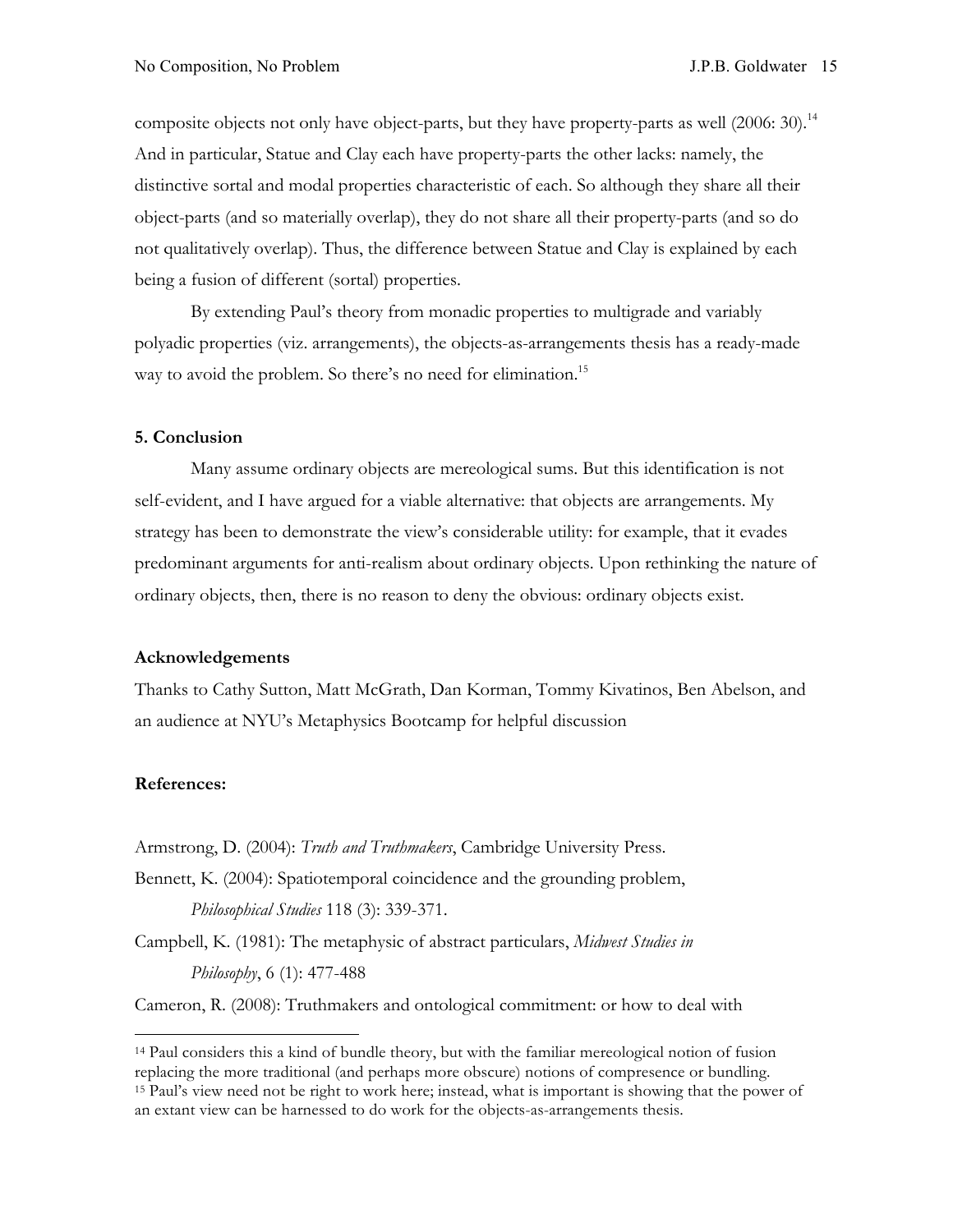composite objects not only have object-parts, but they have property-parts as well (2006: 30).[14] And in particular, Statue and Clay each have property-parts the other lacks: namely, the distinctive sortal and modal properties characteristic of each. So although they share all their object-parts (and so materially overlap), they do not share all their property-parts (and so do not qualitatively overlap). Thus, the difference between Statue and Clay is explained by each being a fusion of different (sortal) properties.

By extending Paul's theory from monadic properties to multigrade and variably polyadic properties (viz. arrangements), the objects-as-arrangements thesis has a ready-made way to avoid the problem. So there's no need for elimination.[15]

## 5. Conclusion

Many assume ordinary objects are mereological sums. But this identification is not self-evident, and I have argued for a viable alternative: that objects are arrangements. My strategy has been to demonstrate the view's considerable utility: for example, that it evades predominant arguments for anti-realism about ordinary objects. Upon rethinking the nature of ordinary objects, then, there is no reason to deny the obvious: ordinary objects exist.

## Acknowledgements

Thanks to Cathy Sutton, Matt McGrath, Dan Korman, Tommy Kivatinos, Ben Abelson, and an audience at NYU's Metaphysics Bootcamp for helpful discussion

## References:

Armstrong, D. (2004): *Truth and Truthmakers*, Cambridge University Press.

Bennett, K. (2004): Spatiotemporal coincidence and the grounding problem, *Philosophical Studies* 118 (3): 339-371.

Campbell, K. (1981): The metaphysic of abstract particulars, *Midwest Studies in Philosophy*, 6 (1): 477-488

Cameron, R. (2008): Truthmakers and ontological commitment: or how to deal with

[14] Paul considers this a kind of bundle theory, but with the familiar mereological notion of fusion replacing the more traditional (and perhaps more obscure) notions of compresence or bundling.

[15] Paul's view need not be right to work here; instead, what is important is showing that the power of an extant view can be harnessed to do work for the objects-as-arrangements thesis.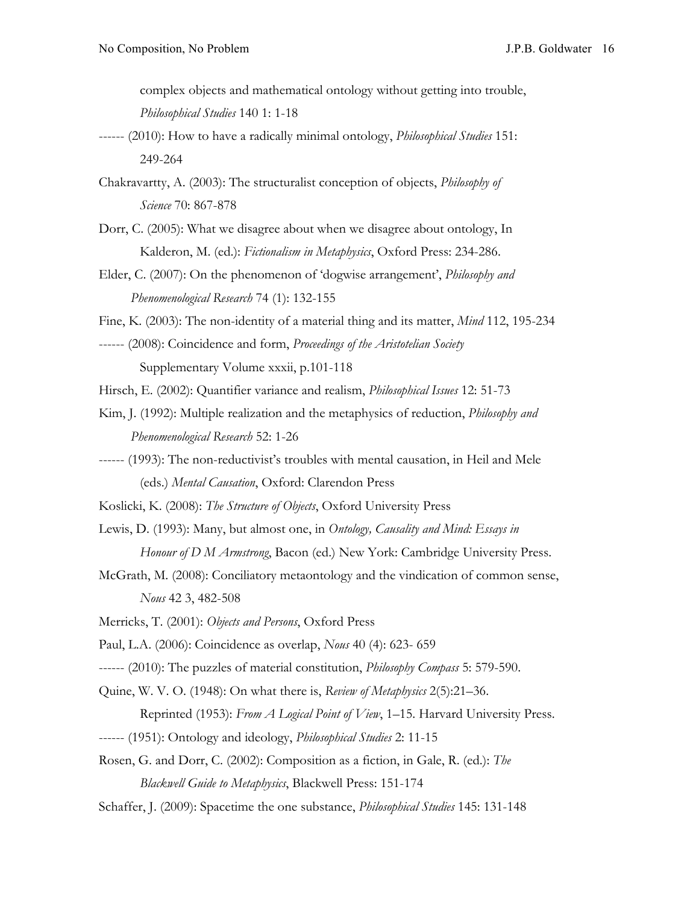complex objects and mathematical ontology without getting into trouble, *Philosophical Studies* 140 1: 1-18

------ (2010): How to have a radically minimal ontology, *Philosophical Studies* 151: 249-264

Chakravartty, A. (2003): The structuralist conception of objects, *Philosophy of Science* 70: 867-878

Dorr, C. (2005): What we disagree about when we disagree about ontology, In Kalderon, M. (ed.): *Fictionalism in Metaphysics*, Oxford Press: 234-286.

Elder, C. (2007): On the phenomenon of 'dogwise arrangement', *Philosophy and Phenomenological Research* 74 (1): 132-155

Fine, K. (2003): The non-identity of a material thing and its matter, *Mind* 112, 195-234

------ (2008): Coincidence and form, *Proceedings of the Aristotelian Society* Supplementary Volume xxxii, p.101-118

Hirsch, E. (2002): Quantifier variance and realism, *Philosophical Issues* 12: 51-73

Kim, J. (1992): Multiple realization and the metaphysics of reduction, *Philosophy and Phenomenological Research* 52: 1-26

------ (1993): The non-reductivist's troubles with mental causation, in Heil and Mele (eds.) *Mental Causation*, Oxford: Clarendon Press

Koslicki, K. (2008): *The Structure of Objects*, Oxford University Press

Lewis, D. (1993): Many, but almost one, in *Ontology, Causality and Mind: Essays in Honour of D M Armstrong*, Bacon (ed.) New York: Cambridge University Press.

McGrath, M. (2008): Conciliatory metaontology and the vindication of common sense, *Nous* 42 3, 482-508

Merricks, T. (2001): *Objects and Persons*, Oxford Press

Paul, L.A. (2006): Coincidence as overlap, *Nous* 40 (4): 623- 659

------ (2010): The puzzles of material constitution, *Philosophy Compass* 5: 579-590.

Quine, W. V. O. (1948): On what there is, *Review of Metaphysics* 2(5):21–36. Reprinted (1953): *From A Logical Point of View*, 1–15. Harvard University Press.

------ (1951): Ontology and ideology, *Philosophical Studies* 2: 11-15

Rosen, G. and Dorr, C. (2002): Composition as a fiction, in Gale, R. (ed.): *The Blackwell Guide to Metaphysics*, Blackwell Press: 151-174

Schaffer, J. (2009): Spacetime the one substance, *Philosophical Studies* 145: 131-148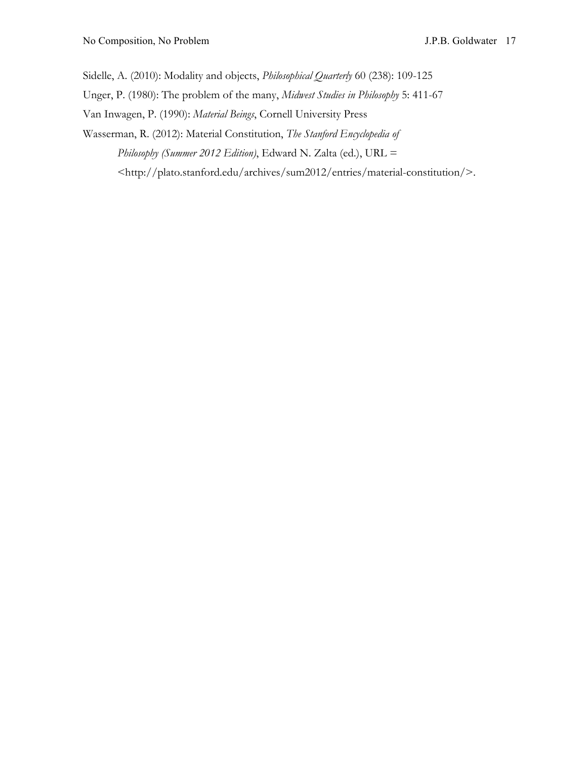Sidelle, A. (2010): Modality and objects, *Philosophical Quarterly* 60 (238): 109-125

Unger, P. (1980): The problem of the many, *Midwest Studies in Philosophy* 5: 411-67

Van Inwagen, P. (1990): *Material Beings*, Cornell University Press

Wasserman, R. (2012): Material Constitution, *The Stanford Encyclopedia of Philosophy (Summer 2012 Edition)*, Edward N. Zalta (ed.), URL = <http://plato.stanford.edu/archives/sum2012/entries/material-constitution/>.